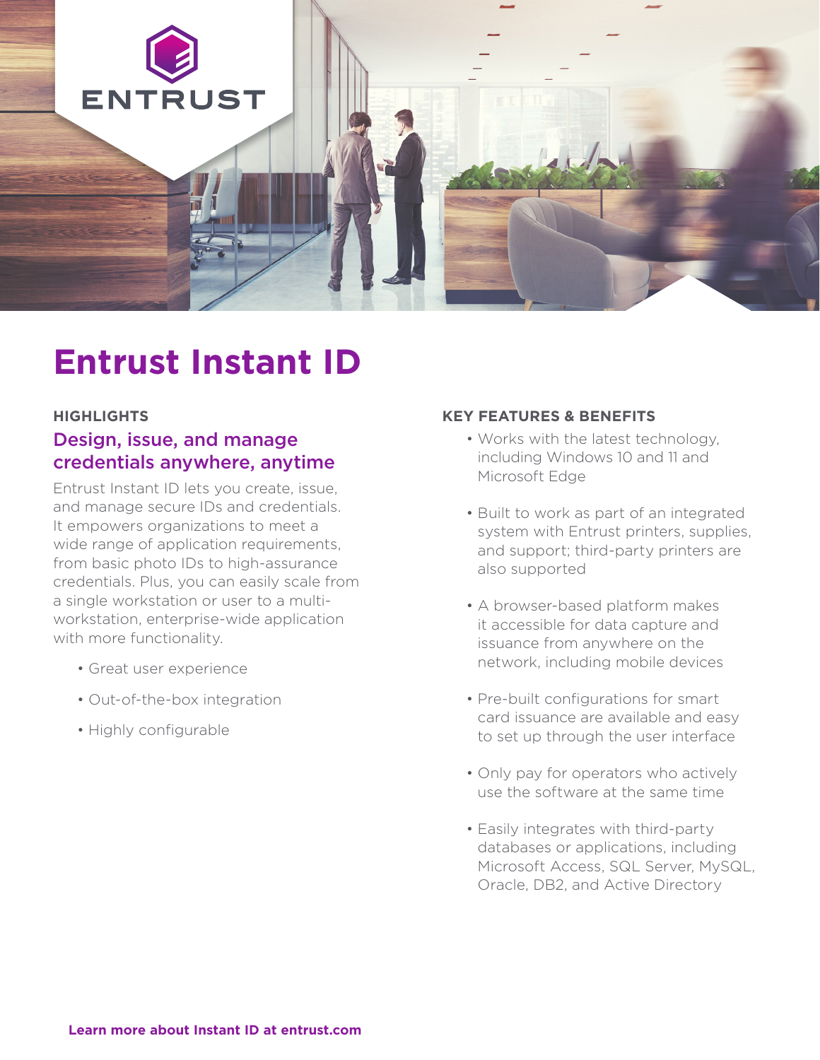ENTRUST

# Entrust Instant ID

## HIGHLIGHTS

### Design, issue, and manage credentials anywhere, anytime

Entrust Instant ID lets you create, issue, and manage secure IDs and credentials. It empowers organizations to meet a wide range of application requirements, from basic photo IDs to high-assurance credentials. Plus, you can easily scale from a single workstation or user to a multi-workstation, enterprise-wide application with more functionality.

- Great user experience
- Out-of-the-box integration
- Highly configurable

## KEY FEATURES & BENEFITS

- Works with the latest technology, including Windows 10 and 11 and Microsoft Edge
- Built to work as part of an integrated system with Entrust printers, supplies, and support; third-party printers are also supported
- A browser-based platform makes it accessible for data capture and issuance from anywhere on the network, including mobile devices
- Pre-built configurations for smart card issuance are available and easy to set up through the user interface
- Only pay for operators who actively use the software at the same time
- Easily integrates with third-party databases or applications, including Microsoft Access, SQL Server, MySQL, Oracle, DB2, and Active Directory

**Learn more about Instant ID at entrust.com**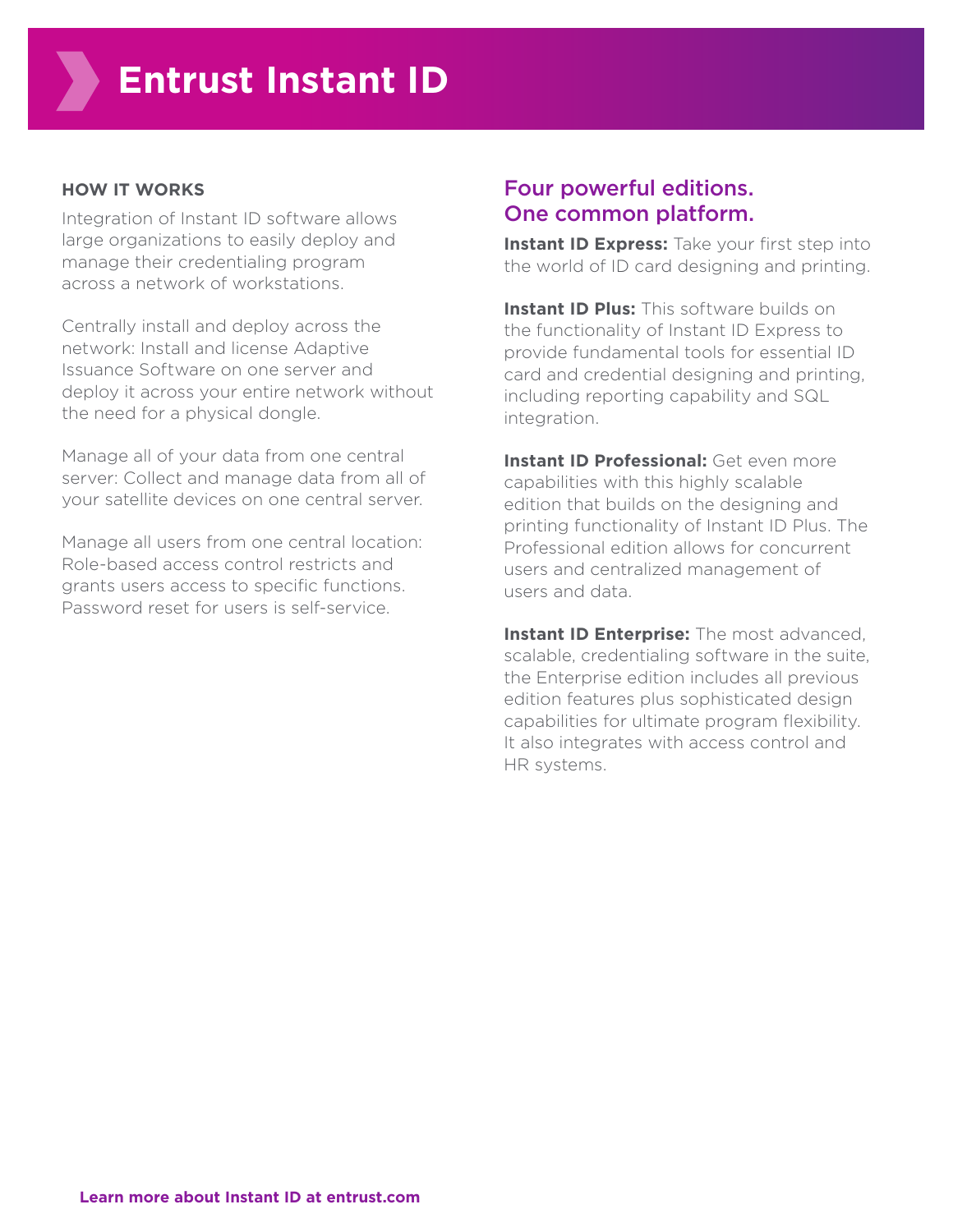# Entrust Instant ID

### HOW IT WORKS

Integration of Instant ID software allows large organizations to easily deploy and manage their credentialing program across a network of workstations.

Centrally install and deploy across the network: Install and license Adaptive Issuance Software on one server and deploy it across your entire network without the need for a physical dongle.

Manage all of your data from one central server: Collect and manage data from all of your satellite devices on one central server.

Manage all users from one central location: Role-based access control restricts and grants users access to specific functions. Password reset for users is self-service.

## Four powerful editions. One common platform.

**Instant ID Express:** Take your first step into the world of ID card designing and printing.

**Instant ID Plus:** This software builds on the functionality of Instant ID Express to provide fundamental tools for essential ID card and credential designing and printing, including reporting capability and SQL integration.

**Instant ID Professional:** Get even more capabilities with this highly scalable edition that builds on the designing and printing functionality of Instant ID Plus. The Professional edition allows for concurrent users and centralized management of users and data.

**Instant ID Enterprise:** The most advanced, scalable, credentialing software in the suite, the Enterprise edition includes all previous edition features plus sophisticated design capabilities for ultimate program flexibility. It also integrates with access control and HR systems.

**Learn more about Instant ID at entrust.com**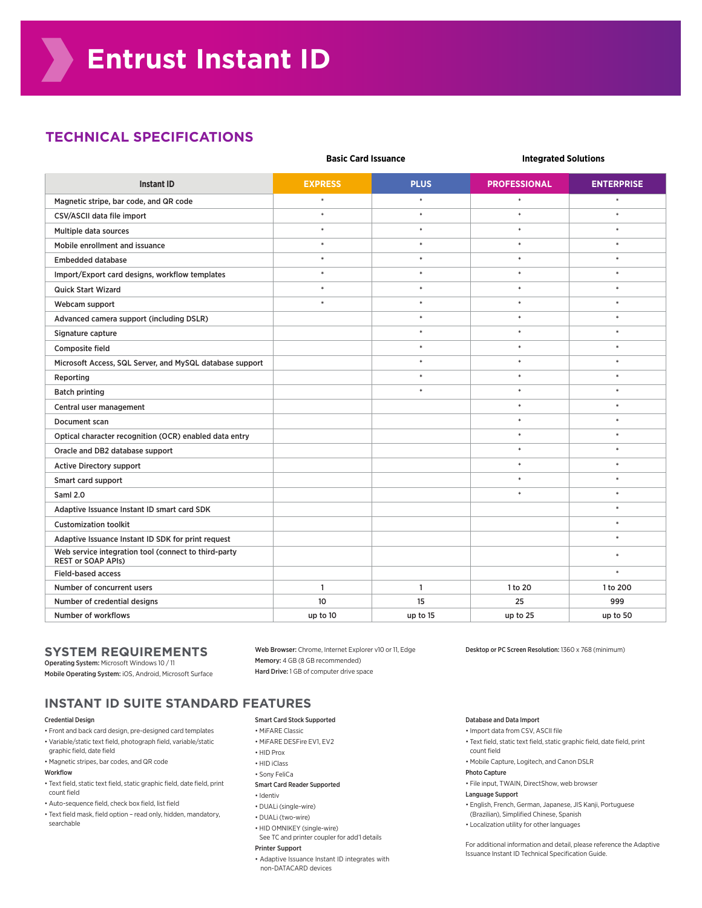# Entrust Instant ID

## TECHNICAL SPECIFICATIONS

| | Basic Card Issuance | | Integrated Solutions | |
|---|---|---|---|---|
| **Instant ID** | **EXPRESS** | **PLUS** | **PROFESSIONAL** | **ENTERPRISE** |
| Magnetic stripe, bar code, and QR code | * | * | * | * |
| CSV/ASCII data file import | * | * | * | * |
| Multiple data sources | * | * | * | * |
| Mobile enrollment and issuance | * | * | * | * |
| Embedded database | * | * | * | * |
| Import/Export card designs, workflow templates | * | * | * | * |
| Quick Start Wizard | * | * | * | * |
| Webcam support | * | * | * | * |
| Advanced camera support (including DSLR) | | * | * | * |
| Signature capture | | * | * | * |
| Composite field | | * | * | * |
| Microsoft Access, SQL Server, and MySQL database support | | * | * | * |
| Reporting | | * | * | * |
| Batch printing | | * | * | * |
| Central user management | | | * | * |
| Document scan | | | * | * |
| Optical character recognition (OCR) enabled data entry | | | * | * |
| Oracle and DB2 database support | | | * | * |
| Active Directory support | | | * | * |
| Smart card support | | | * | * |
| Saml 2.0 | | | * | * |
| Adaptive Issuance Instant ID smart card SDK | | | | * |
| Customization toolkit | | | | * |
| Adaptive Issuance Instant ID SDK for print request | | | | * |
| Web service integration tool (connect to third-party REST or SOAP APIs) | | | | * |
| Field-based access | | | | * |
| Number of concurrent users | 1 | 1 | 1 to 20 | 1 to 200 |
| Number of credential designs | 10 | 15 | 25 | 999 |
| Number of workflows | up to 10 | up to 15 | up to 25 | up to 50 |

## SYSTEM REQUIREMENTS

**Operating System:** Microsoft Windows 10 / 11

**Mobile Operating System:** iOS, Android, Microsoft Surface

**Web Browser:** Chrome, Internet Explorer v10 or 11, Edge

**Memory:** 4 GB (8 GB recommended)

**Hard Drive:** 1 GB of computer drive space

**Desktop or PC Screen Resolution:** 1360 x 768 (minimum)

## INSTANT ID SUITE STANDARD FEATURES

**Credential Design**

- Front and back card design, pre-designed card templates
- Variable/static text field, photograph field, variable/static graphic field, date field
- Magnetic stripes, bar codes, and QR code

**Workflow**

- Text field, static text field, static graphic field, date field, print count field
- Auto-sequence field, check box field, list field
- Text field mask, field option – read only, hidden, mandatory, searchable

**Smart Card Stock Supported**

- MIFARE Classic
- MIFARE DESFire EV1, EV2
- HID Prox
- HID iClass
- Sony FeliCa

**Smart Card Reader Supported**

- Identiv
- DUALi (single-wire)
- DUALi (two-wire)
- HID OMNIKEY (single-wire)
  See TC and printer coupler for add'l details

**Printer Support**

- Adaptive Issuance Instant ID integrates with non-DATACARD devices

**Database and Data Import**

- Import data from CSV, ASCII file
- Text field, static text field, static graphic field, date field, print count field
- Mobile Capture, Logitech, and Canon DSLR

**Photo Capture**

- File input, TWAIN, DirectShow, web browser

**Language Support**

- English, French, German, Japanese, JIS Kanji, Portuguese (Brazilian), Simplified Chinese, Spanish
- Localization utility for other languages

For additional information and detail, please reference the Adaptive Issuance Instant ID Technical Specification Guide.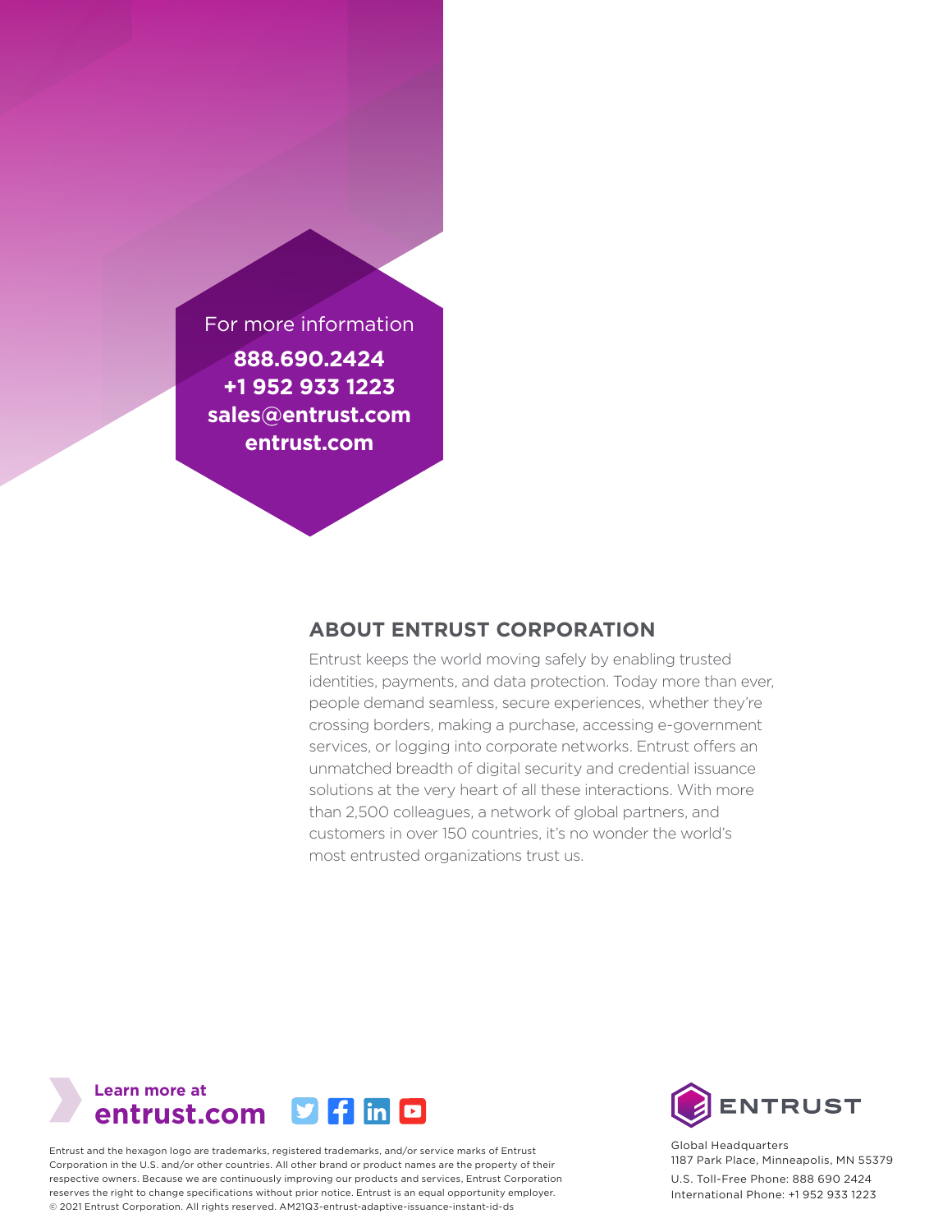For more information

**888.690.2424**
**+1 952 933 1223**
**sales@entrust.com**
**entrust.com**

## ABOUT ENTRUST CORPORATION

Entrust keeps the world moving safely by enabling trusted identities, payments, and data protection. Today more than ever, people demand seamless, secure experiences, whether they're crossing borders, making a purchase, accessing e-government services, or logging into corporate networks. Entrust offers an unmatched breadth of digital security and credential issuance solutions at the very heart of all these interactions. With more than 2,500 colleagues, a network of global partners, and customers in over 150 countries, it's no wonder the world's most entrusted organizations trust us.

**Learn more at**
**entrust.com**

Entrust and the hexagon logo are trademarks, registered trademarks, and/or service marks of Entrust Corporation in the U.S. and/or other countries. All other brand or product names are the property of their respective owners. Because we are continuously improving our products and services, Entrust Corporation reserves the right to change specifications without prior notice. Entrust is an equal opportunity employer. © 2021 Entrust Corporation. All rights reserved. AM21Q3-entrust-adaptive-issuance-instant-id-ds

ENTRUST

Global Headquarters
1187 Park Place, Minneapolis, MN 55379

U.S. Toll-Free Phone: 888 690 2424
International Phone: +1 952 933 1223